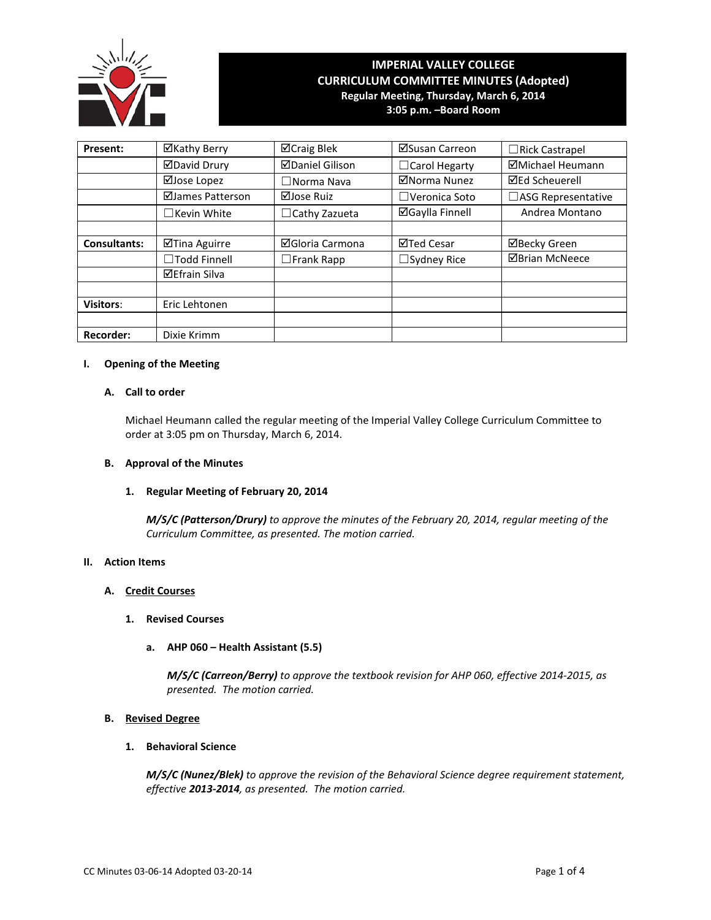# IMPERIAL VALLEY COLLEGE
## CURRICULUM COMMITTEE MINUTES (Adopted)
**Regular Meeting, Thursday, March 6, 2014**
**3:05 p.m. –Board Room**

| | | | | |
|---|---|---|---|---|
| **Present:** | ☑Kathy Berry | ☑Craig Blek | ☑Susan Carreon | ☐Rick Castrapel |
| | ☑David Drury | ☑Daniel Gilison | ☐Carol Hegarty | ☑Michael Heumann |
| | ☑Jose Lopez | ☐Norma Nava | ☑Norma Nunez | ☑Ed Scheuerell |
| | ☑James Patterson | ☑Jose Ruiz | ☐Veronica Soto | ☐ASG Representative |
| | ☐Kevin White | ☐Cathy Zazueta | ☑Gaylla Finnell | Andrea Montano |
| | | | | |
| **Consultants:** | ☑Tina Aguirre | ☑Gloria Carmona | ☑Ted Cesar | ☑Becky Green |
| | ☐Todd Finnell | ☐Frank Rapp | ☐Sydney Rice | ☑Brian McNeece |
| | ☑Efrain Silva | | | |
| | | | | |
| **Visitors:** | Eric Lehtonen | | | |
| | | | | |
| **Recorder:** | Dixie Krimm | | | |

**I. Opening of the Meeting**

**A. Call to order**

Michael Heumann called the regular meeting of the Imperial Valley College Curriculum Committee to order at 3:05 pm on Thursday, March 6, 2014.

**B. Approval of the Minutes**

**1. Regular Meeting of February 20, 2014**

***M/S/C (Patterson/Drury)*** *to approve the minutes of the February 20, 2014, regular meeting of the Curriculum Committee, as presented. The motion carried.*

**II. Action Items**

**A. Credit Courses**

**1. Revised Courses**

**a. AHP 060 – Health Assistant (5.5)**

***M/S/C (Carreon/Berry)*** *to approve the textbook revision for AHP 060, effective 2014-2015, as presented. The motion carried.*

**B. Revised Degree**

**1. Behavioral Science**

***M/S/C (Nunez/Blek)*** *to approve the revision of the Behavioral Science degree requirement statement, effective* ***2013-2014****, as presented. The motion carried.*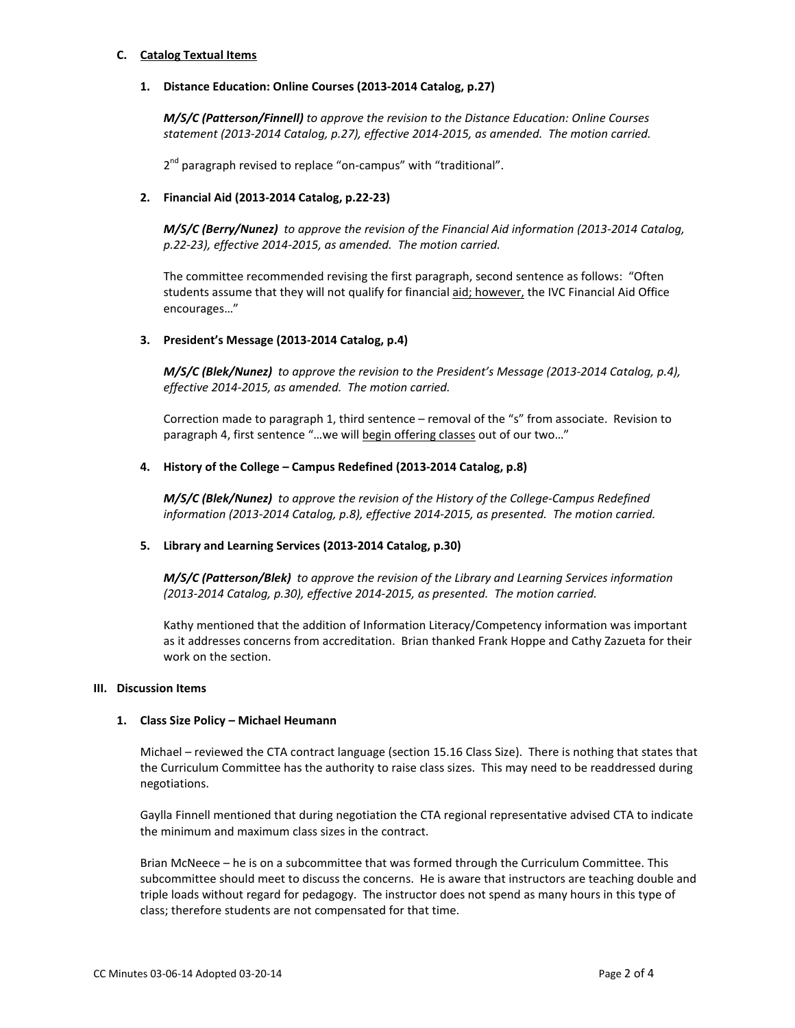### C. Catalog Textual Items

#### 1. Distance Education: Online Courses (2013-2014 Catalog, p.27)

***M/S/C (Patterson/Finnell)*** *to approve the revision to the Distance Education: Online Courses statement (2013-2014 Catalog, p.27), effective 2014-2015, as amended. The motion carried.*

2nd paragraph revised to replace "on-campus" with "traditional".

#### 2. Financial Aid (2013-2014 Catalog, p.22-23)

***M/S/C (Berry/Nunez)*** *to approve the revision of the Financial Aid information (2013-2014 Catalog, p.22-23), effective 2014-2015, as amended. The motion carried.*

The committee recommended revising the first paragraph, second sentence as follows: "Often students assume that they will not qualify for financial aid; however, the IVC Financial Aid Office encourages…"

#### 3. President's Message (2013-2014 Catalog, p.4)

***M/S/C (Blek/Nunez)*** *to approve the revision to the President's Message (2013-2014 Catalog, p.4), effective 2014-2015, as amended. The motion carried.*

Correction made to paragraph 1, third sentence – removal of the "s" from associate. Revision to paragraph 4, first sentence "…we will begin offering classes out of our two…"

#### 4. History of the College – Campus Redefined (2013-2014 Catalog, p.8)

***M/S/C (Blek/Nunez)*** *to approve the revision of the History of the College-Campus Redefined information (2013-2014 Catalog, p.8), effective 2014-2015, as presented. The motion carried.*

#### 5. Library and Learning Services (2013-2014 Catalog, p.30)

***M/S/C (Patterson/Blek)*** *to approve the revision of the Library and Learning Services information (2013-2014 Catalog, p.30), effective 2014-2015, as presented. The motion carried.*

Kathy mentioned that the addition of Information Literacy/Competency information was important as it addresses concerns from accreditation. Brian thanked Frank Hoppe and Cathy Zazueta for their work on the section.

## III. Discussion Items

#### 1. Class Size Policy – Michael Heumann

Michael – reviewed the CTA contract language (section 15.16 Class Size). There is nothing that states that the Curriculum Committee has the authority to raise class sizes. This may need to be readdressed during negotiations.

Gaylla Finnell mentioned that during negotiation the CTA regional representative advised CTA to indicate the minimum and maximum class sizes in the contract.

Brian McNeece – he is on a subcommittee that was formed through the Curriculum Committee. This subcommittee should meet to discuss the concerns. He is aware that instructors are teaching double and triple loads without regard for pedagogy. The instructor does not spend as many hours in this type of class; therefore students are not compensated for that time.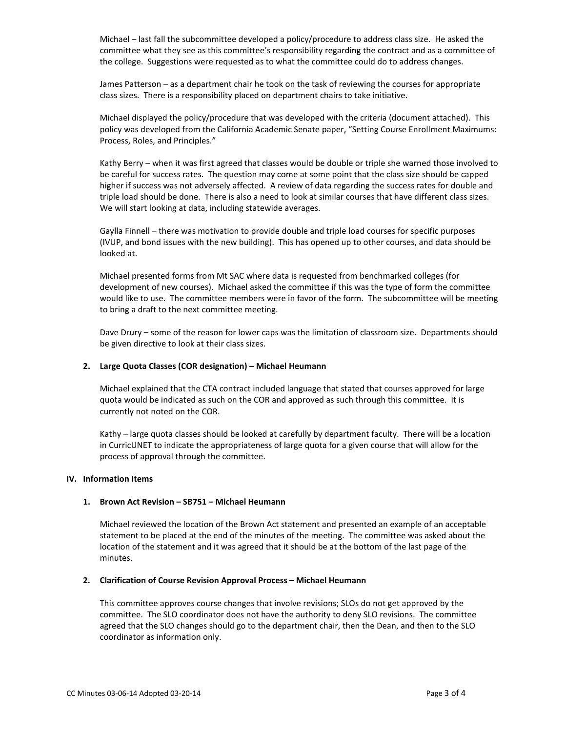Michael – last fall the subcommittee developed a policy/procedure to address class size. He asked the committee what they see as this committee's responsibility regarding the contract and as a committee of the college. Suggestions were requested as to what the committee could do to address changes.

James Patterson – as a department chair he took on the task of reviewing the courses for appropriate class sizes. There is a responsibility placed on department chairs to take initiative.

Michael displayed the policy/procedure that was developed with the criteria (document attached). This policy was developed from the California Academic Senate paper, "Setting Course Enrollment Maximums: Process, Roles, and Principles."

Kathy Berry – when it was first agreed that classes would be double or triple she warned those involved to be careful for success rates. The question may come at some point that the class size should be capped higher if success was not adversely affected. A review of data regarding the success rates for double and triple load should be done. There is also a need to look at similar courses that have different class sizes. We will start looking at data, including statewide averages.

Gaylla Finnell – there was motivation to provide double and triple load courses for specific purposes (IVUP, and bond issues with the new building). This has opened up to other courses, and data should be looked at.

Michael presented forms from Mt SAC where data is requested from benchmarked colleges (for development of new courses). Michael asked the committee if this was the type of form the committee would like to use. The committee members were in favor of the form. The subcommittee will be meeting to bring a draft to the next committee meeting.

Dave Drury – some of the reason for lower caps was the limitation of classroom size. Departments should be given directive to look at their class sizes.

**2. Large Quota Classes (COR designation) – Michael Heumann**

Michael explained that the CTA contract included language that stated that courses approved for large quota would be indicated as such on the COR and approved as such through this committee. It is currently not noted on the COR.

Kathy – large quota classes should be looked at carefully by department faculty. There will be a location in CurricUNET to indicate the appropriateness of large quota for a given course that will allow for the process of approval through the committee.

## IV. Information Items

**1. Brown Act Revision – SB751 – Michael Heumann**

Michael reviewed the location of the Brown Act statement and presented an example of an acceptable statement to be placed at the end of the minutes of the meeting. The committee was asked about the location of the statement and it was agreed that it should be at the bottom of the last page of the minutes.

**2. Clarification of Course Revision Approval Process – Michael Heumann**

This committee approves course changes that involve revisions; SLOs do not get approved by the committee. The SLO coordinator does not have the authority to deny SLO revisions. The committee agreed that the SLO changes should go to the department chair, then the Dean, and then to the SLO coordinator as information only.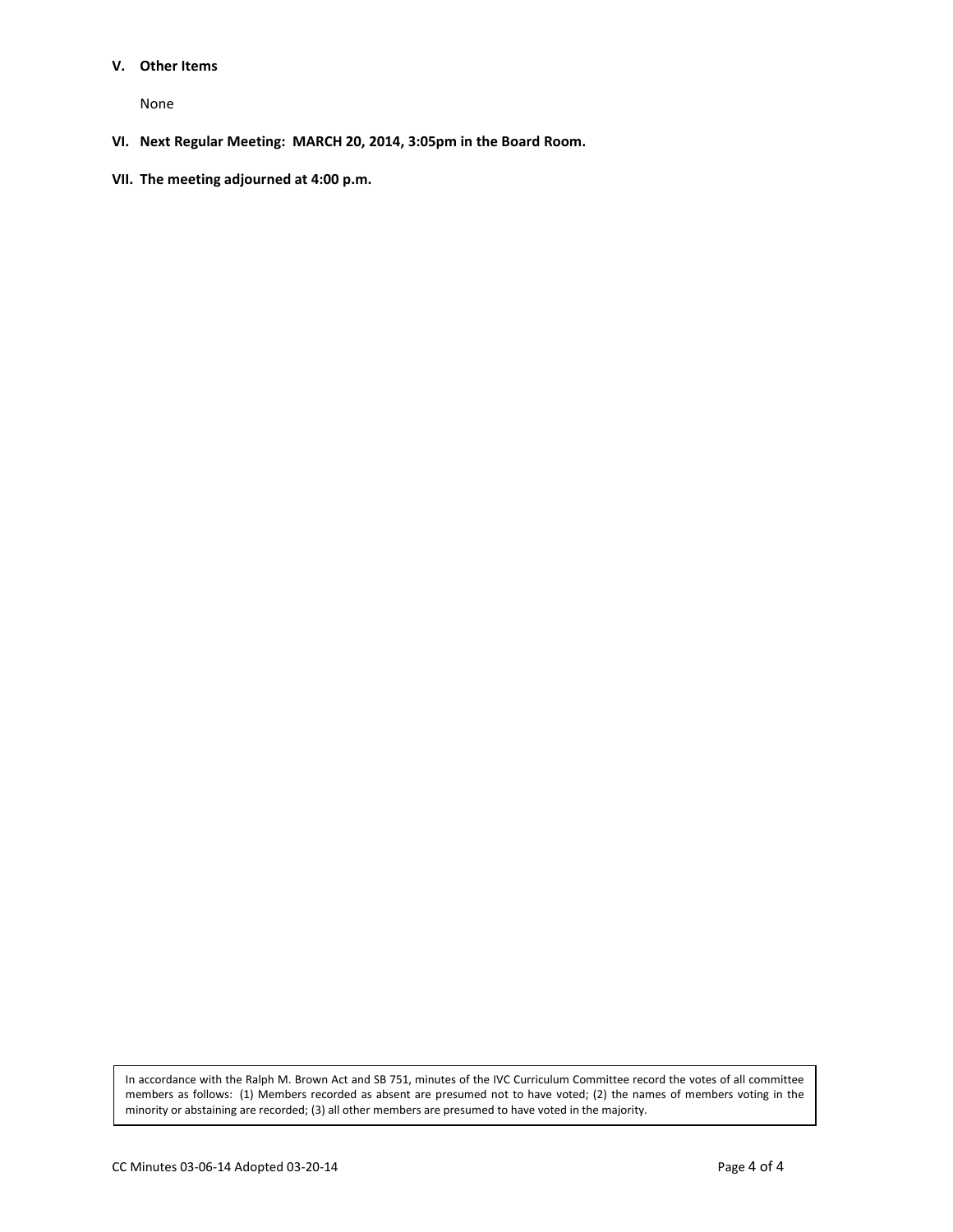**V. Other Items**

None

**VI. Next Regular Meeting: MARCH 20, 2014, 3:05pm in the Board Room.**

**VII. The meeting adjourned at 4:00 p.m.**

In accordance with the Ralph M. Brown Act and SB 751, minutes of the IVC Curriculum Committee record the votes of all committee members as follows: (1) Members recorded as absent are presumed not to have voted; (2) the names of members voting in the minority or abstaining are recorded; (3) all other members are presumed to have voted in the majority.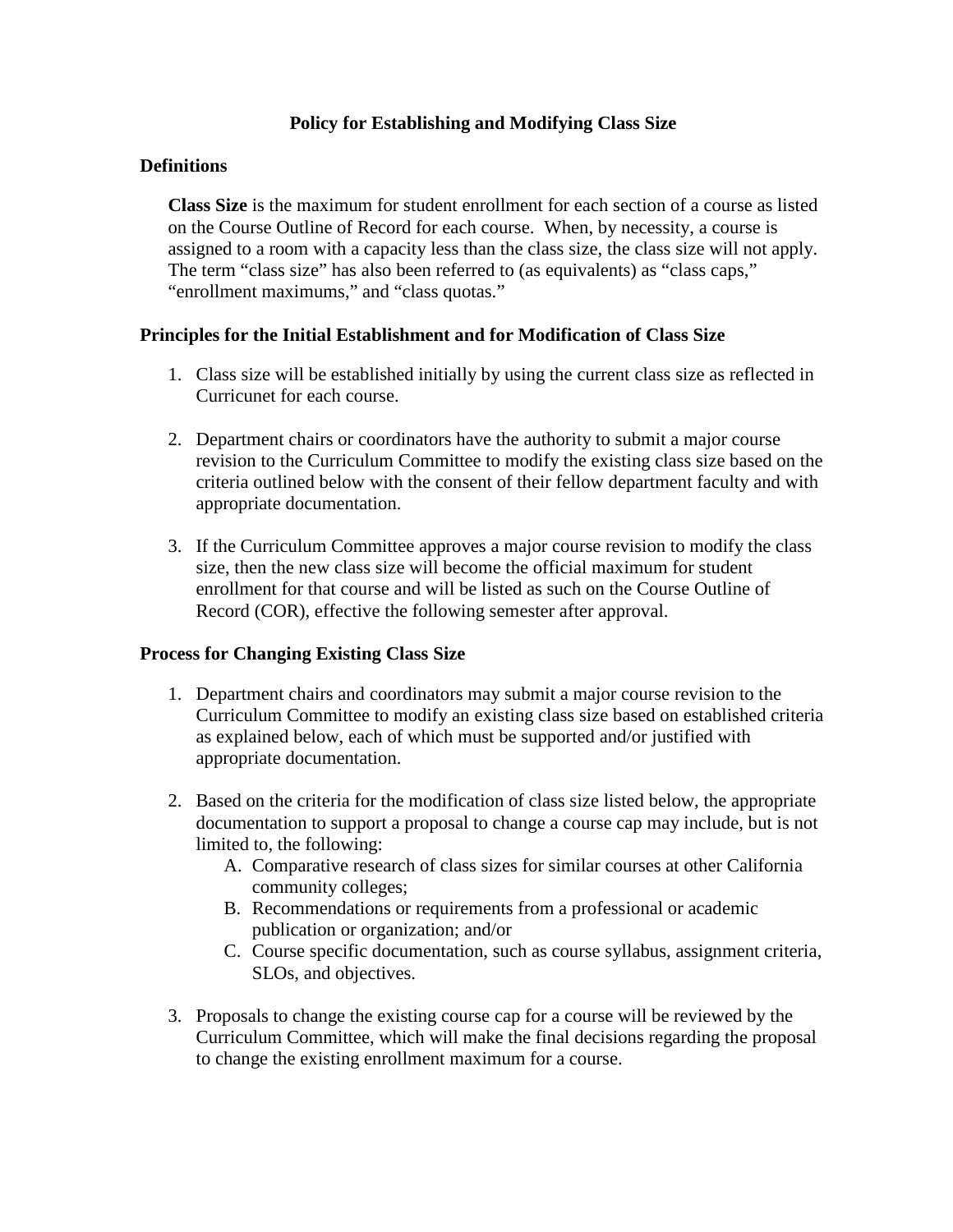# Policy for Establishing and Modifying Class Size

## Definitions

**Class Size** is the maximum for student enrollment for each section of a course as listed on the Course Outline of Record for each course. When, by necessity, a course is assigned to a room with a capacity less than the class size, the class size will not apply. The term "class size" has also been referred to (as equivalents) as "class caps," "enrollment maximums," and "class quotas."

## Principles for the Initial Establishment and for Modification of Class Size

1. Class size will be established initially by using the current class size as reflected in Curricunet for each course.

2. Department chairs or coordinators have the authority to submit a major course revision to the Curriculum Committee to modify the existing class size based on the criteria outlined below with the consent of their fellow department faculty and with appropriate documentation.

3. If the Curriculum Committee approves a major course revision to modify the class size, then the new class size will become the official maximum for student enrollment for that course and will be listed as such on the Course Outline of Record (COR), effective the following semester after approval.

## Process for Changing Existing Class Size

1. Department chairs and coordinators may submit a major course revision to the Curriculum Committee to modify an existing class size based on established criteria as explained below, each of which must be supported and/or justified with appropriate documentation.

2. Based on the criteria for the modification of class size listed below, the appropriate documentation to support a proposal to change a course cap may include, but is not limited to, the following:
   A. Comparative research of class sizes for similar courses at other California community colleges;
   B. Recommendations or requirements from a professional or academic publication or organization; and/or
   C. Course specific documentation, such as course syllabus, assignment criteria, SLOs, and objectives.

3. Proposals to change the existing course cap for a course will be reviewed by the Curriculum Committee, which will make the final decisions regarding the proposal to change the existing enrollment maximum for a course.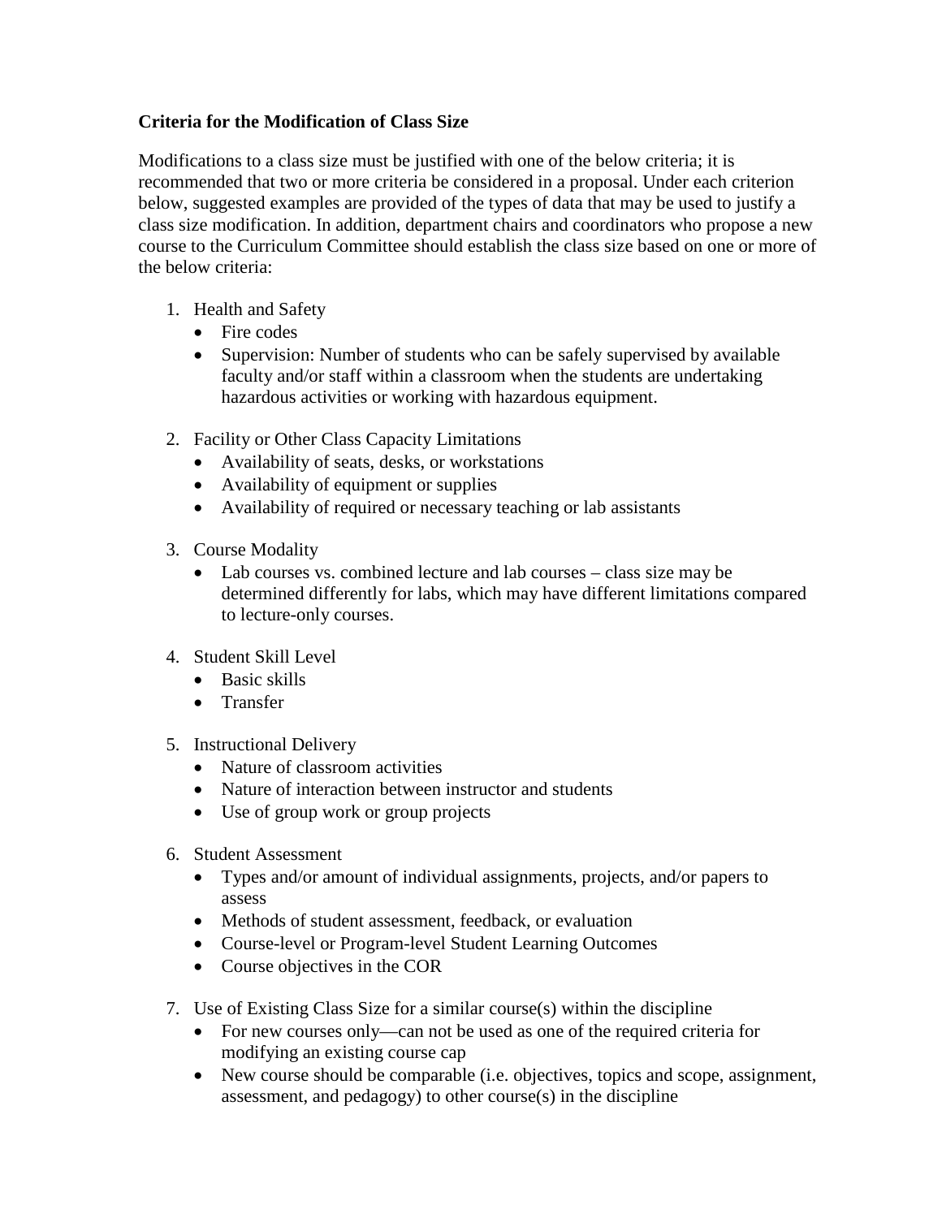**Criteria for the Modification of Class Size**

Modifications to a class size must be justified with one of the below criteria; it is recommended that two or more criteria be considered in a proposal. Under each criterion below, suggested examples are provided of the types of data that may be used to justify a class size modification. In addition, department chairs and coordinators who propose a new course to the Curriculum Committee should establish the class size based on one or more of the below criteria:

1. Health and Safety
   - Fire codes
   - Supervision: Number of students who can be safely supervised by available faculty and/or staff within a classroom when the students are undertaking hazardous activities or working with hazardous equipment.

2. Facility or Other Class Capacity Limitations
   - Availability of seats, desks, or workstations
   - Availability of equipment or supplies
   - Availability of required or necessary teaching or lab assistants

3. Course Modality
   - Lab courses vs. combined lecture and lab courses – class size may be determined differently for labs, which may have different limitations compared to lecture-only courses.

4. Student Skill Level
   - Basic skills
   - Transfer

5. Instructional Delivery
   - Nature of classroom activities
   - Nature of interaction between instructor and students
   - Use of group work or group projects

6. Student Assessment
   - Types and/or amount of individual assignments, projects, and/or papers to assess
   - Methods of student assessment, feedback, or evaluation
   - Course-level or Program-level Student Learning Outcomes
   - Course objectives in the COR

7. Use of Existing Class Size for a similar course(s) within the discipline
   - For new courses only—can not be used as one of the required criteria for modifying an existing course cap
   - New course should be comparable (i.e. objectives, topics and scope, assignment, assessment, and pedagogy) to other course(s) in the discipline